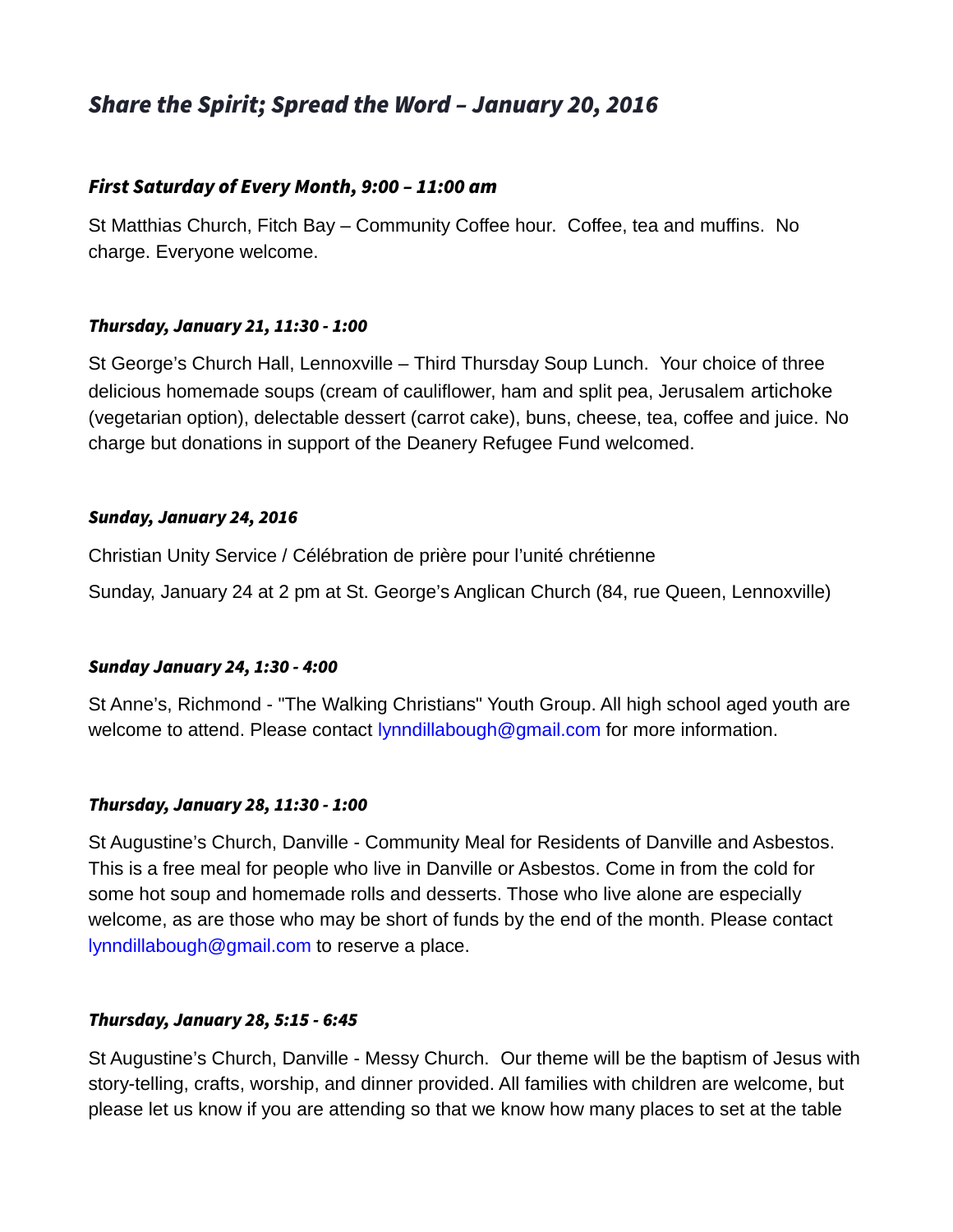## *Share the Spirit; Spread the Word – January 20, 2016*

### *First Saturday of Every Month, 9:00 – 11:00 am*

St Matthias Church, Fitch Bay – Community Coffee hour. Coffee, tea and muffins. No charge. Everyone welcome.

### *Thursday, January 21, 11:30 - 1:00*

St George's Church Hall, Lennoxville – Third Thursday Soup Lunch. Your choice of three delicious homemade soups (cream of cauliflower, ham and split pea, Jerusalem artichoke (vegetarian option), delectable dessert (carrot cake), buns, cheese, tea, coffee and juice. No charge but donations in support of the Deanery Refugee Fund welcomed.

### *Sunday, January 24, 2016*

Christian Unity Service / Célébration de prière pour l'unité chrétienne

Sunday, January 24 at 2 pm at St. George's Anglican Church (84, rue Queen, Lennoxville)

### *Sunday January 24, 1:30 - 4:00*

St Anne's, Richmond - "The Walking Christians" Youth Group. All high school aged youth are welcome to attend. Please contact lynndillabough@gmail.com for more information.

### *Thursday, January 28, 11:30 - 1:00*

St Augustine's Church, Danville - Community Meal for Residents of Danville and Asbestos. This is a free meal for people who live in Danville or Asbestos. Come in from the cold for some hot soup and homemade rolls and desserts. Those who live alone are especially welcome, as are those who may be short of funds by the end of the month. Please contact lynndillabough@gmail.com to reserve a place.

### *Thursday, January 28, 5:15 - 6:45*

St Augustine's Church, Danville - Messy Church. Our theme will be the baptism of Jesus with story-telling, crafts, worship, and dinner provided. All families with children are welcome, but please let us know if you are attending so that we know how many places to set at the table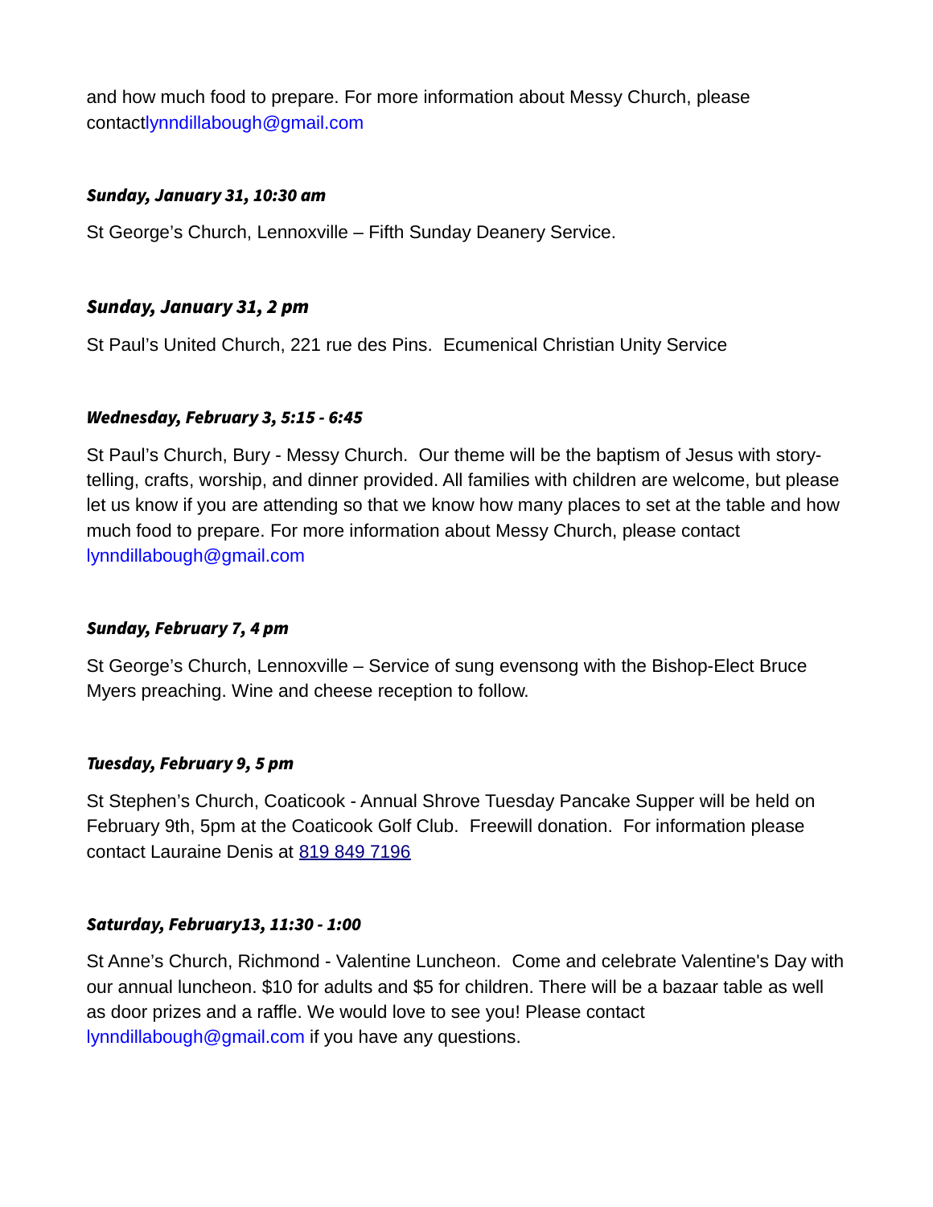and how much food to prepare. For more information about Messy Church, please contactlynndillabough@gmail.com

***Sunday, January 31, 10:30 am***

St George's Church, Lennoxville – Fifth Sunday Deanery Service.

***Sunday, January 31, 2 pm***

St Paul's United Church, 221 rue des Pins.  Ecumenical Christian Unity Service

***Wednesday, February 3, 5:15 - 6:45***

St Paul's Church, Bury - Messy Church.  Our theme will be the baptism of Jesus with story-telling, crafts, worship, and dinner provided. All families with children are welcome, but please let us know if you are attending so that we know how many places to set at the table and how much food to prepare. For more information about Messy Church, please contact lynndillabough@gmail.com

***Sunday, February 7, 4 pm***

St George's Church, Lennoxville – Service of sung evensong with the Bishop-Elect Bruce Myers preaching. Wine and cheese reception to follow.

***Tuesday, February 9, 5 pm***

St Stephen's Church, Coaticook - Annual Shrove Tuesday Pancake Supper will be held on February 9th, 5pm at the Coaticook Golf Club.  Freewill donation.  For information please contact Lauraine Denis at 819 849 7196

***Saturday, February13, 11:30 - 1:00***

St Anne's Church, Richmond - Valentine Luncheon.  Come and celebrate Valentine's Day with our annual luncheon. $10 for adults and $5 for children. There will be a bazaar table as well as door prizes and a raffle. We would love to see you! Please contact lynndillabough@gmail.com if you have any questions.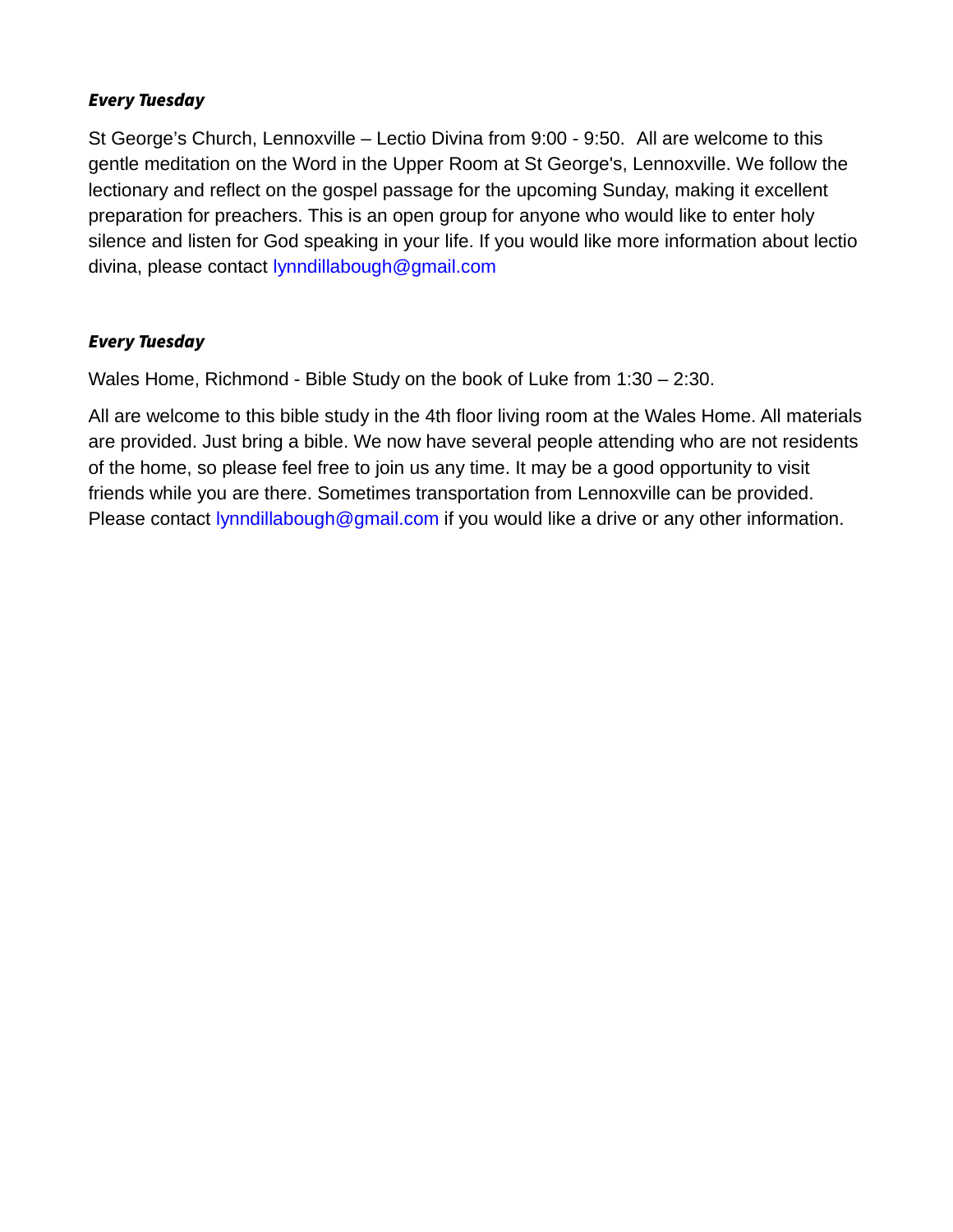***Every Tuesday***

St George's Church, Lennoxville – Lectio Divina from 9:00 - 9:50. All are welcome to this gentle meditation on the Word in the Upper Room at St George's, Lennoxville. We follow the lectionary and reflect on the gospel passage for the upcoming Sunday, making it excellent preparation for preachers. This is an open group for anyone who would like to enter holy silence and listen for God speaking in your life. If you would like more information about lectio divina, please contact lynndillabough@gmail.com

***Every Tuesday***

Wales Home, Richmond - Bible Study on the book of Luke from 1:30 – 2:30.

All are welcome to this bible study in the 4th floor living room at the Wales Home. All materials are provided. Just bring a bible. We now have several people attending who are not residents of the home, so please feel free to join us any time. It may be a good opportunity to visit friends while you are there. Sometimes transportation from Lennoxville can be provided. Please contact lynndillabough@gmail.com if you would like a drive or any other information.